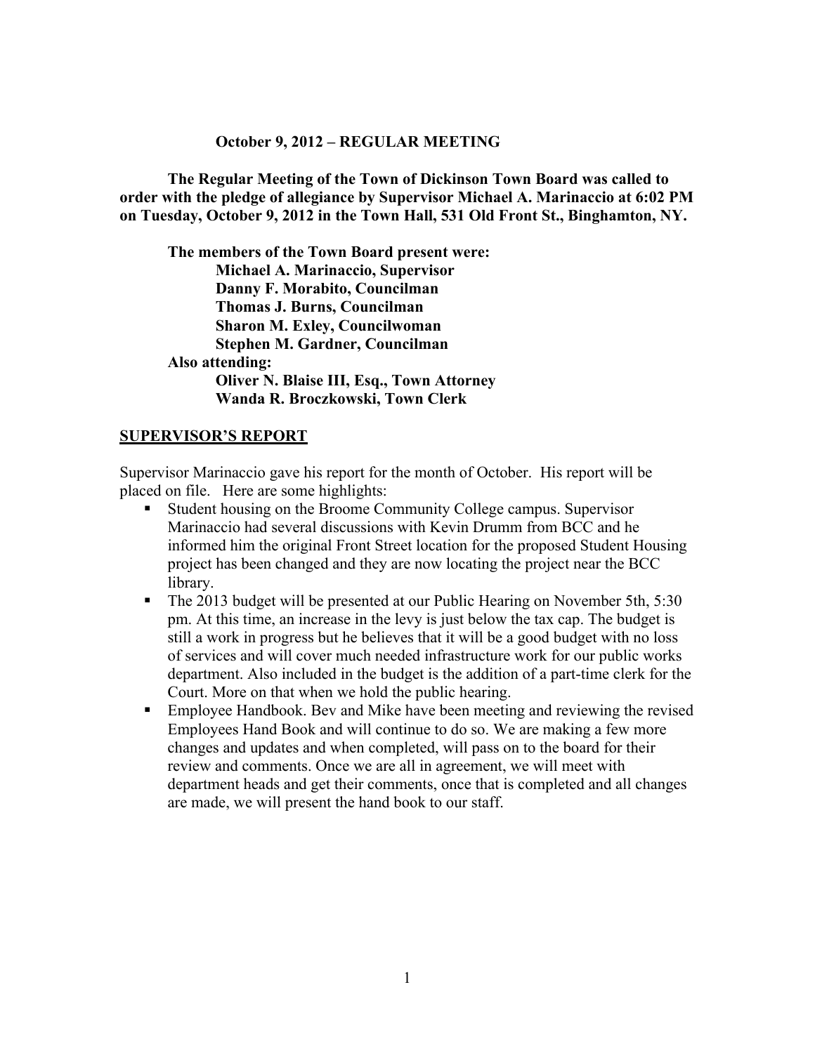**October 9, 2012 – REGULAR MEETING**

**The Regular Meeting of the Town of Dickinson Town Board was called to order with the pledge of allegiance by Supervisor Michael A. Marinaccio at 6:02 PM on Tuesday, October 9, 2012 in the Town Hall, 531 Old Front St., Binghamton, NY.**

**The members of the Town Board present were:**
**Michael A. Marinaccio, Supervisor**
**Danny F. Morabito, Councilman**
**Thomas J. Burns, Councilman**
**Sharon M. Exley, Councilwoman**
**Stephen M. Gardner, Councilman**
**Also attending:**
**Oliver N. Blaise III, Esq., Town Attorney**
**Wanda R. Broczkowski, Town Clerk**

## SUPERVISOR'S REPORT

Supervisor Marinaccio gave his report for the month of October. His report will be placed on file. Here are some highlights:

- Student housing on the Broome Community College campus. Supervisor Marinaccio had several discussions with Kevin Drumm from BCC and he informed him the original Front Street location for the proposed Student Housing project has been changed and they are now locating the project near the BCC library.
- The 2013 budget will be presented at our Public Hearing on November 5th, 5:30 pm. At this time, an increase in the levy is just below the tax cap. The budget is still a work in progress but he believes that it will be a good budget with no loss of services and will cover much needed infrastructure work for our public works department. Also included in the budget is the addition of a part-time clerk for the Court. More on that when we hold the public hearing.
- Employee Handbook. Bev and Mike have been meeting and reviewing the revised Employees Hand Book and will continue to do so. We are making a few more changes and updates and when completed, will pass on to the board for their review and comments. Once we are all in agreement, we will meet with department heads and get their comments, once that is completed and all changes are made, we will present the hand book to our staff.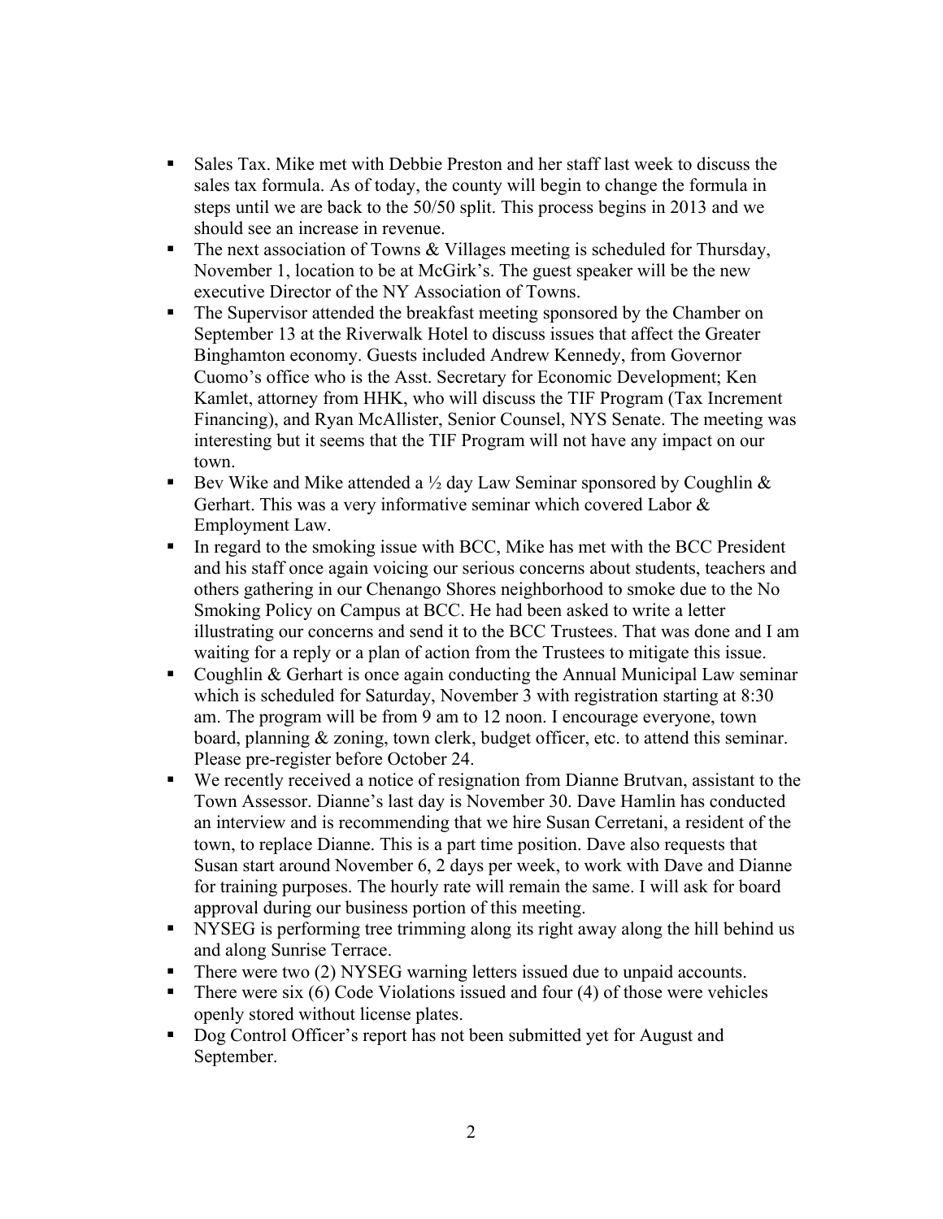- Sales Tax. Mike met with Debbie Preston and her staff last week to discuss the sales tax formula. As of today, the county will begin to change the formula in steps until we are back to the 50/50 split. This process begins in 2013 and we should see an increase in revenue.
- The next association of Towns & Villages meeting is scheduled for Thursday, November 1, location to be at McGirk's. The guest speaker will be the new executive Director of the NY Association of Towns.
- The Supervisor attended the breakfast meeting sponsored by the Chamber on September 13 at the Riverwalk Hotel to discuss issues that affect the Greater Binghamton economy. Guests included Andrew Kennedy, from Governor Cuomo's office who is the Asst. Secretary for Economic Development; Ken Kamlet, attorney from HHK, who will discuss the TIF Program (Tax Increment Financing), and Ryan McAllister, Senior Counsel, NYS Senate. The meeting was interesting but it seems that the TIF Program will not have any impact on our town.
- Bev Wike and Mike attended a ½ day Law Seminar sponsored by Coughlin & Gerhart. This was a very informative seminar which covered Labor & Employment Law.
- In regard to the smoking issue with BCC, Mike has met with the BCC President and his staff once again voicing our serious concerns about students, teachers and others gathering in our Chenango Shores neighborhood to smoke due to the No Smoking Policy on Campus at BCC. He had been asked to write a letter illustrating our concerns and send it to the BCC Trustees. That was done and I am waiting for a reply or a plan of action from the Trustees to mitigate this issue.
- Coughlin & Gerhart is once again conducting the Annual Municipal Law seminar which is scheduled for Saturday, November 3 with registration starting at 8:30 am. The program will be from 9 am to 12 noon. I encourage everyone, town board, planning & zoning, town clerk, budget officer, etc. to attend this seminar. Please pre-register before October 24.
- We recently received a notice of resignation from Dianne Brutvan, assistant to the Town Assessor. Dianne's last day is November 30. Dave Hamlin has conducted an interview and is recommending that we hire Susan Cerretani, a resident of the town, to replace Dianne. This is a part time position. Dave also requests that Susan start around November 6, 2 days per week, to work with Dave and Dianne for training purposes. The hourly rate will remain the same. I will ask for board approval during our business portion of this meeting.
- NYSEG is performing tree trimming along its right away along the hill behind us and along Sunrise Terrace.
- There were two (2) NYSEG warning letters issued due to unpaid accounts.
- There were six (6) Code Violations issued and four (4) of those were vehicles openly stored without license plates.
- Dog Control Officer's report has not been submitted yet for August and September.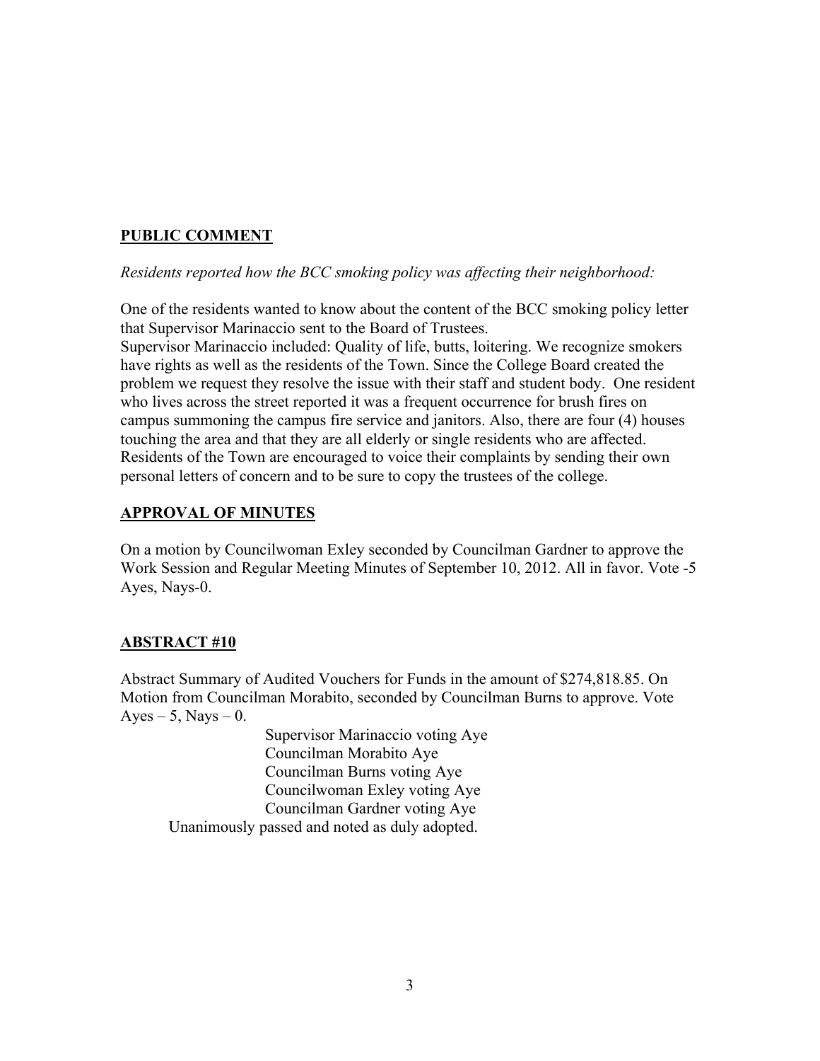## PUBLIC COMMENT

*Residents reported how the BCC smoking policy was affecting their neighborhood:*

One of the residents wanted to know about the content of the BCC smoking policy letter that Supervisor Marinaccio sent to the Board of Trustees.
Supervisor Marinaccio included: Quality of life, butts, loitering. We recognize smokers have rights as well as the residents of the Town. Since the College Board created the problem we request they resolve the issue with their staff and student body. One resident who lives across the street reported it was a frequent occurrence for brush fires on campus summoning the campus fire service and janitors. Also, there are four (4) houses touching the area and that they are all elderly or single residents who are affected. Residents of the Town are encouraged to voice their complaints by sending their own personal letters of concern and to be sure to copy the trustees of the college.

## APPROVAL OF MINUTES

On a motion by Councilwoman Exley seconded by Councilman Gardner to approve the Work Session and Regular Meeting Minutes of September 10, 2012. All in favor. Vote -5 Ayes, Nays-0.

## ABSTRACT #10

Abstract Summary of Audited Vouchers for Funds in the amount of $274,818.85. On Motion from Councilman Morabito, seconded by Councilman Burns to approve. Vote Ayes – 5, Nays – 0.

Supervisor Marinaccio voting Aye
Councilman Morabito Aye
Councilman Burns voting Aye
Councilwoman Exley voting Aye
Councilman Gardner voting Aye

Unanimously passed and noted as duly adopted.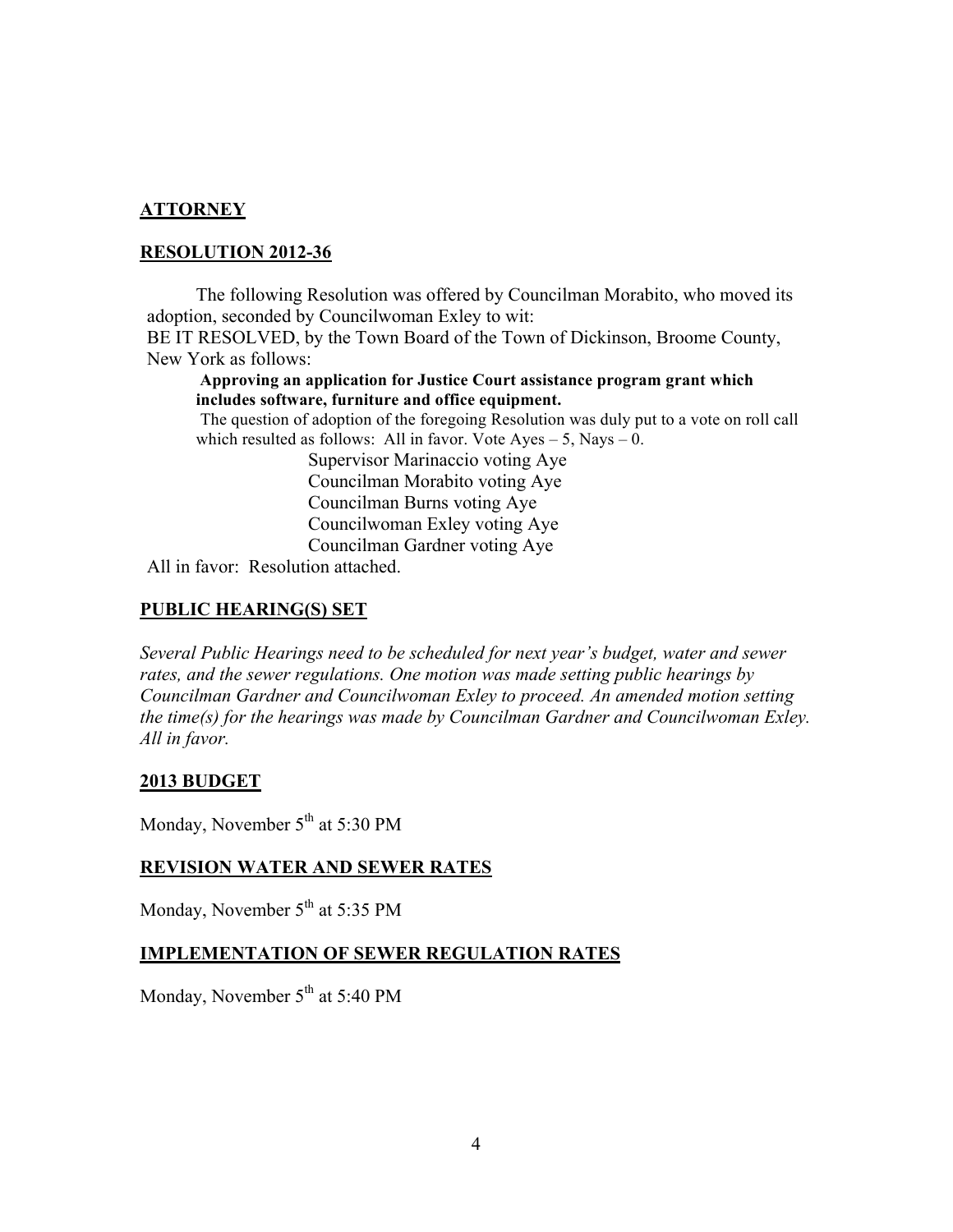## ATTORNEY

## RESOLUTION 2012-36

The following Resolution was offered by Councilman Morabito, who moved its adoption, seconded by Councilwoman Exley to wit:

BE IT RESOLVED, by the Town Board of the Town of Dickinson, Broome County, New York as follows:

**Approving an application for Justice Court assistance program grant which includes software, furniture and office equipment.**

The question of adoption of the foregoing Resolution was duly put to a vote on roll call which resulted as follows: All in favor. Vote Ayes – 5, Nays – 0.

Supervisor Marinaccio voting Aye
Councilman Morabito voting Aye
Councilman Burns voting Aye
Councilwoman Exley voting Aye
Councilman Gardner voting Aye

All in favor: Resolution attached.

## PUBLIC HEARING(S) SET

*Several Public Hearings need to be scheduled for next year's budget, water and sewer rates, and the sewer regulations. One motion was made setting public hearings by Councilman Gardner and Councilwoman Exley to proceed. An amended motion setting the time(s) for the hearings was made by Councilman Gardner and Councilwoman Exley. All in favor.*

## 2013 BUDGET

Monday, November 5th at 5:30 PM

## REVISION WATER AND SEWER RATES

Monday, November 5th at 5:35 PM

## IMPLEMENTATION OF SEWER REGULATION RATES

Monday, November 5th at 5:40 PM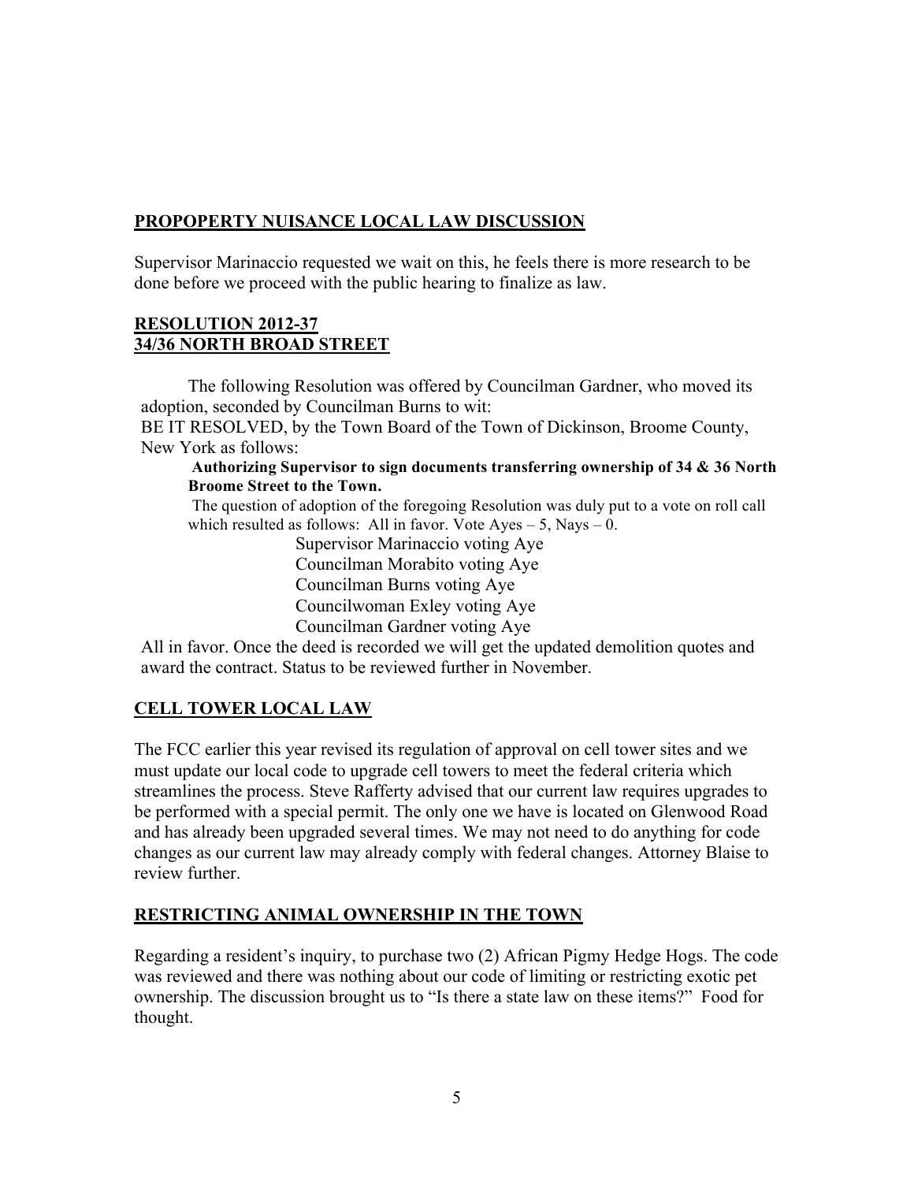## PROPOPERTY NUISANCE LOCAL LAW DISCUSSION

Supervisor Marinaccio requested we wait on this, he feels there is more research to be done before we proceed with the public hearing to finalize as law.

## RESOLUTION 2012-37
## 34/36 NORTH BROAD STREET

The following Resolution was offered by Councilman Gardner, who moved its adoption, seconded by Councilman Burns to wit:

BE IT RESOLVED, by the Town Board of the Town of Dickinson, Broome County, New York as follows:

**Authorizing Supervisor to sign documents transferring ownership of 34 & 36 North Broome Street to the Town.**

The question of adoption of the foregoing Resolution was duly put to a vote on roll call which resulted as follows: All in favor. Vote Ayes – 5, Nays – 0.

Supervisor Marinaccio voting Aye
Councilman Morabito voting Aye
Councilman Burns voting Aye
Councilwoman Exley voting Aye
Councilman Gardner voting Aye

All in favor. Once the deed is recorded we will get the updated demolition quotes and award the contract. Status to be reviewed further in November.

## CELL TOWER LOCAL LAW

The FCC earlier this year revised its regulation of approval on cell tower sites and we must update our local code to upgrade cell towers to meet the federal criteria which streamlines the process. Steve Rafferty advised that our current law requires upgrades to be performed with a special permit. The only one we have is located on Glenwood Road and has already been upgraded several times. We may not need to do anything for code changes as our current law may already comply with federal changes. Attorney Blaise to review further.

## RESTRICTING ANIMAL OWNERSHIP IN THE TOWN

Regarding a resident's inquiry, to purchase two (2) African Pigmy Hedge Hogs. The code was reviewed and there was nothing about our code of limiting or restricting exotic pet ownership. The discussion brought us to "Is there a state law on these items?" Food for thought.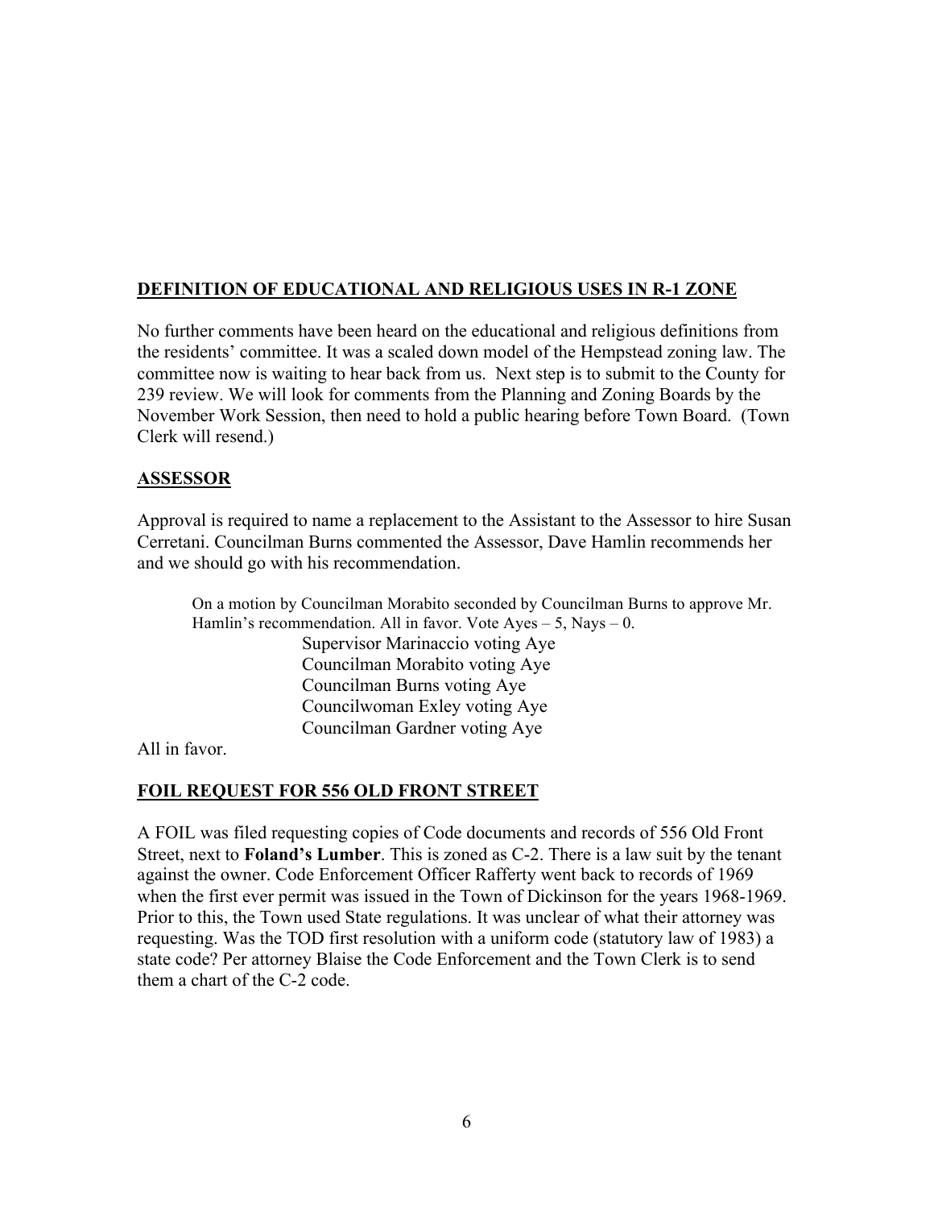## DEFINITION OF EDUCATIONAL AND RELIGIOUS USES IN R-1 ZONE

No further comments have been heard on the educational and religious definitions from the residents' committee. It was a scaled down model of the Hempstead zoning law. The committee now is waiting to hear back from us. Next step is to submit to the County for 239 review. We will look for comments from the Planning and Zoning Boards by the November Work Session, then need to hold a public hearing before Town Board. (Town Clerk will resend.)

## ASSESSOR

Approval is required to name a replacement to the Assistant to the Assessor to hire Susan Cerretani. Councilman Burns commented the Assessor, Dave Hamlin recommends her and we should go with his recommendation.

> On a motion by Councilman Morabito seconded by Councilman Burns to approve Mr. Hamlin's recommendation. All in favor. Vote Ayes – 5, Nays – 0.
>
> Supervisor Marinaccio voting Aye
> Councilman Morabito voting Aye
> Councilman Burns voting Aye
> Councilwoman Exley voting Aye
> Councilman Gardner voting Aye

All in favor.

## FOIL REQUEST FOR 556 OLD FRONT STREET

A FOIL was filed requesting copies of Code documents and records of 556 Old Front Street, next to **Foland's Lumber**. This is zoned as C-2. There is a law suit by the tenant against the owner. Code Enforcement Officer Rafferty went back to records of 1969 when the first ever permit was issued in the Town of Dickinson for the years 1968-1969. Prior to this, the Town used State regulations. It was unclear of what their attorney was requesting. Was the TOD first resolution with a uniform code (statutory law of 1983) a state code? Per attorney Blaise the Code Enforcement and the Town Clerk is to send them a chart of the C-2 code.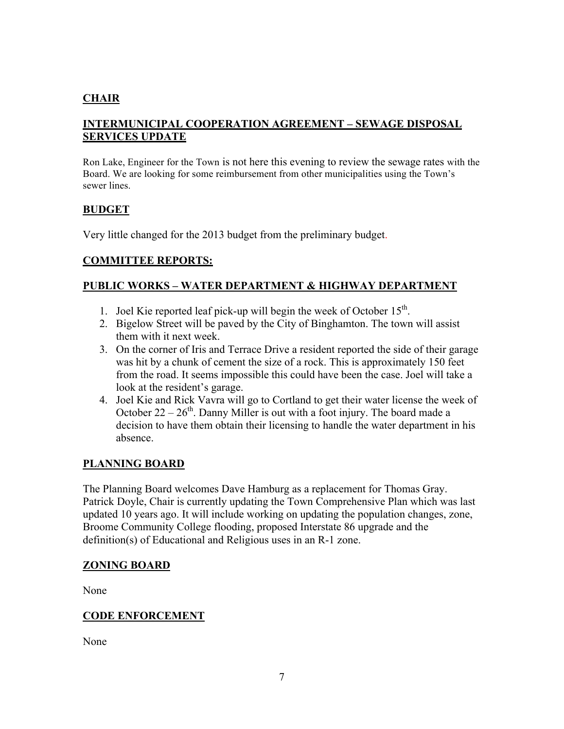## CHAIR

## INTERMUNICIPAL COOPERATION AGREEMENT – SEWAGE DISPOSAL SERVICES UPDATE

Ron Lake, Engineer for the Town is not here this evening to review the sewage rates with the Board. We are looking for some reimbursement from other municipalities using the Town's sewer lines.

## BUDGET

Very little changed for the 2013 budget from the preliminary budget.

## COMMITTEE REPORTS:

## PUBLIC WORKS – WATER DEPARTMENT & HIGHWAY DEPARTMENT

1. Joel Kie reported leaf pick-up will begin the week of October 15th.
2. Bigelow Street will be paved by the City of Binghamton. The town will assist them with it next week.
3. On the corner of Iris and Terrace Drive a resident reported the side of their garage was hit by a chunk of cement the size of a rock. This is approximately 150 feet from the road. It seems impossible this could have been the case. Joel will take a look at the resident's garage.
4. Joel Kie and Rick Vavra will go to Cortland to get their water license the week of October 22 – 26th. Danny Miller is out with a foot injury. The board made a decision to have them obtain their licensing to handle the water department in his absence.

## PLANNING BOARD

The Planning Board welcomes Dave Hamburg as a replacement for Thomas Gray. Patrick Doyle, Chair is currently updating the Town Comprehensive Plan which was last updated 10 years ago. It will include working on updating the population changes, zone, Broome Community College flooding, proposed Interstate 86 upgrade and the definition(s) of Educational and Religious uses in an R-1 zone.

## ZONING BOARD

None

## CODE ENFORCEMENT

None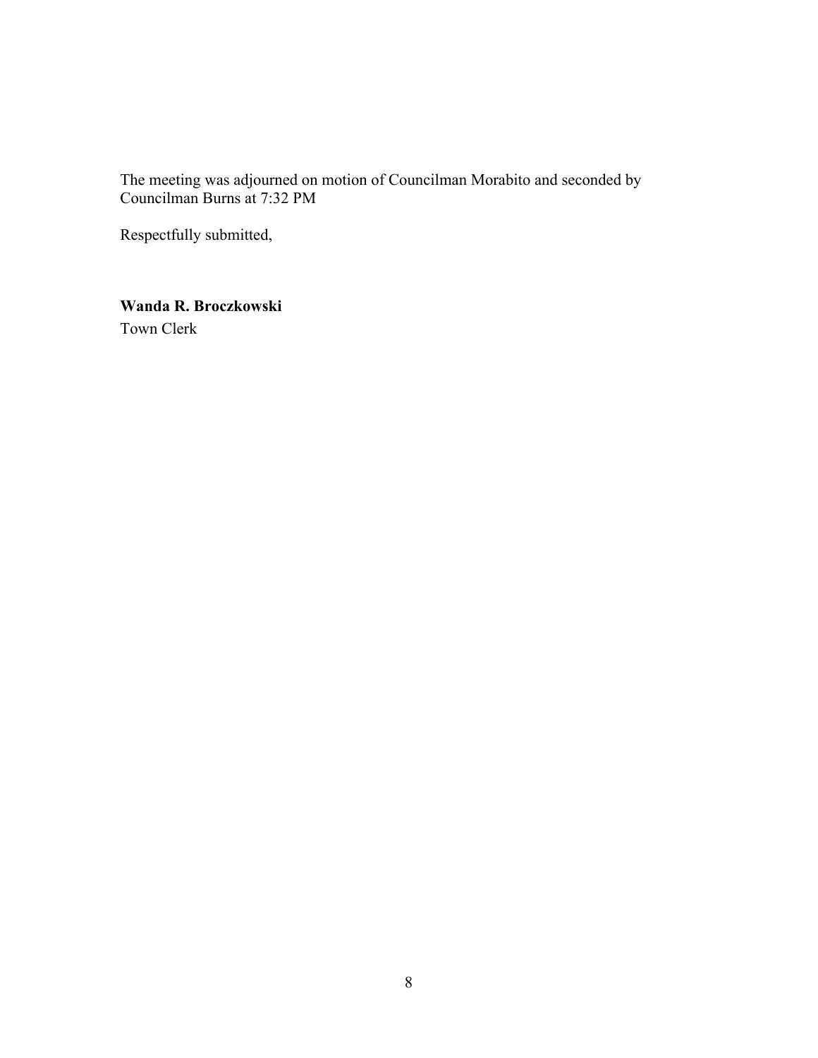The meeting was adjourned on motion of Councilman Morabito and seconded by Councilman Burns at 7:32 PM

Respectfully submitted,

**Wanda R. Broczkowski**
Town Clerk